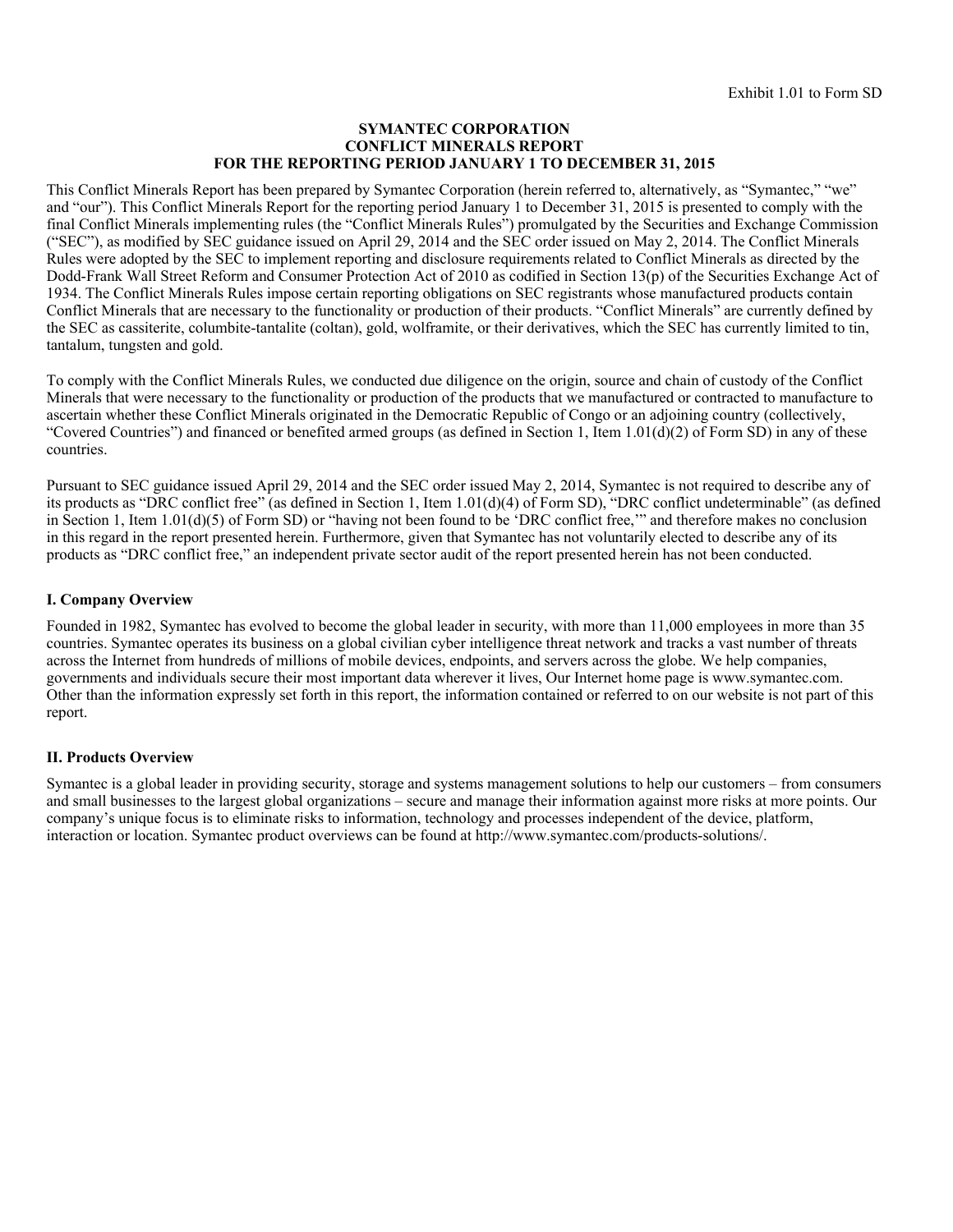Exhibit 1.01 to Form SD

# SYMANTEC CORPORATION
# CONFLICT MINERALS REPORT
# FOR THE REPORTING PERIOD JANUARY 1 TO DECEMBER 31, 2015

This Conflict Minerals Report has been prepared by Symantec Corporation (herein referred to, alternatively, as "Symantec," "we" and "our"). This Conflict Minerals Report for the reporting period January 1 to December 31, 2015 is presented to comply with the final Conflict Minerals implementing rules (the "Conflict Minerals Rules") promulgated by the Securities and Exchange Commission ("SEC"), as modified by SEC guidance issued on April 29, 2014 and the SEC order issued on May 2, 2014. The Conflict Minerals Rules were adopted by the SEC to implement reporting and disclosure requirements related to Conflict Minerals as directed by the Dodd-Frank Wall Street Reform and Consumer Protection Act of 2010 as codified in Section 13(p) of the Securities Exchange Act of 1934. The Conflict Minerals Rules impose certain reporting obligations on SEC registrants whose manufactured products contain Conflict Minerals that are necessary to the functionality or production of their products. "Conflict Minerals" are currently defined by the SEC as cassiterite, columbite-tantalite (coltan), gold, wolframite, or their derivatives, which the SEC has currently limited to tin, tantalum, tungsten and gold.

To comply with the Conflict Minerals Rules, we conducted due diligence on the origin, source and chain of custody of the Conflict Minerals that were necessary to the functionality or production of the products that we manufactured or contracted to manufacture to ascertain whether these Conflict Minerals originated in the Democratic Republic of Congo or an adjoining country (collectively, "Covered Countries") and financed or benefited armed groups (as defined in Section 1, Item 1.01(d)(2) of Form SD) in any of these countries.

Pursuant to SEC guidance issued April 29, 2014 and the SEC order issued May 2, 2014, Symantec is not required to describe any of its products as "DRC conflict free" (as defined in Section 1, Item 1.01(d)(4) of Form SD), "DRC conflict undeterminable" (as defined in Section 1, Item 1.01(d)(5) of Form SD) or "having not been found to be 'DRC conflict free,'" and therefore makes no conclusion in this regard in the report presented herein. Furthermore, given that Symantec has not voluntarily elected to describe any of its products as "DRC conflict free," an independent private sector audit of the report presented herein has not been conducted.

## I. Company Overview

Founded in 1982, Symantec has evolved to become the global leader in security, with more than 11,000 employees in more than 35 countries. Symantec operates its business on a global civilian cyber intelligence threat network and tracks a vast number of threats across the Internet from hundreds of millions of mobile devices, endpoints, and servers across the globe. We help companies, governments and individuals secure their most important data wherever it lives, Our Internet home page is www.symantec.com. Other than the information expressly set forth in this report, the information contained or referred to on our website is not part of this report.

## II. Products Overview

Symantec is a global leader in providing security, storage and systems management solutions to help our customers – from consumers and small businesses to the largest global organizations – secure and manage their information against more risks at more points. Our company's unique focus is to eliminate risks to information, technology and processes independent of the device, platform, interaction or location. Symantec product overviews can be found at http://www.symantec.com/products-solutions/.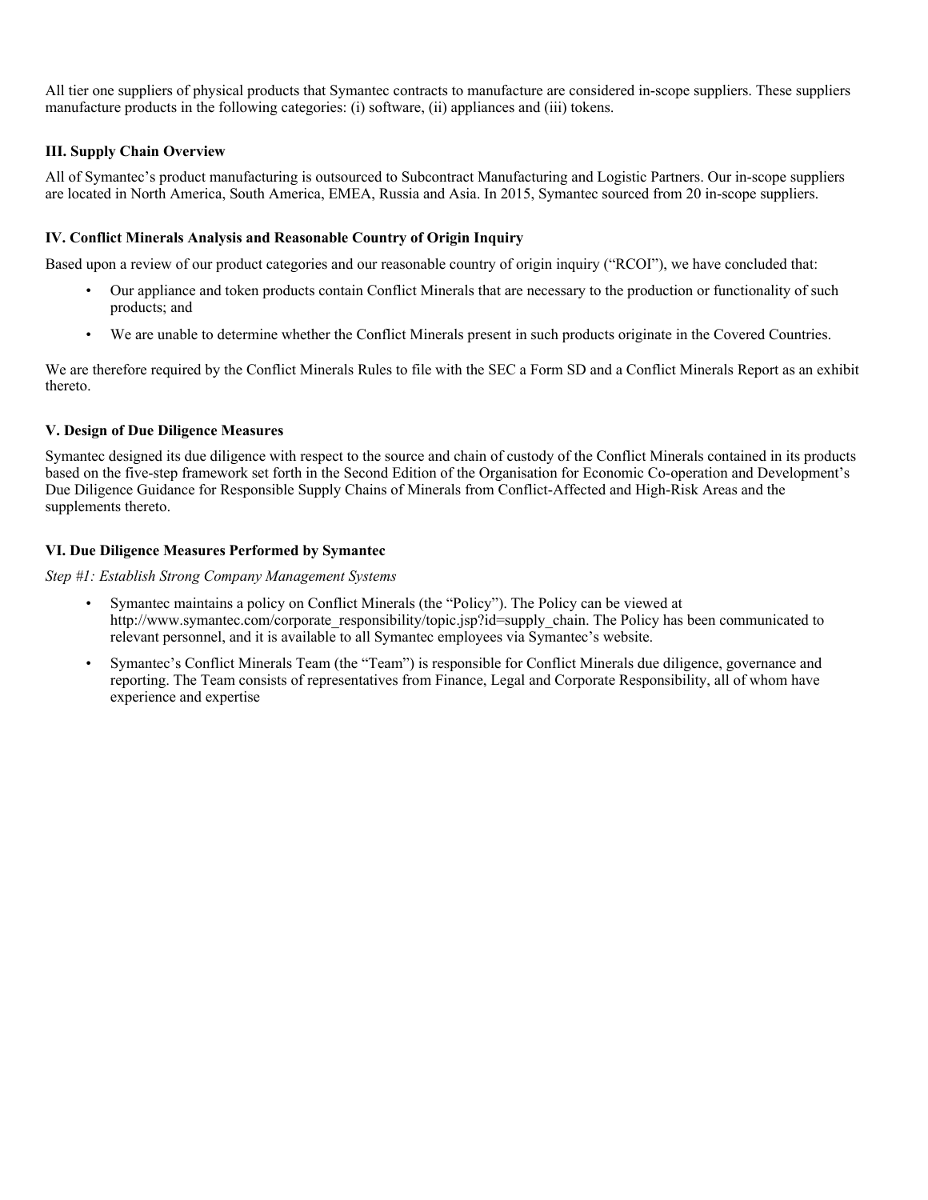All tier one suppliers of physical products that Symantec contracts to manufacture are considered in-scope suppliers. These suppliers manufacture products in the following categories: (i) software, (ii) appliances and (iii) tokens.

### III. Supply Chain Overview

All of Symantec's product manufacturing is outsourced to Subcontract Manufacturing and Logistic Partners. Our in-scope suppliers are located in North America, South America, EMEA, Russia and Asia. In 2015, Symantec sourced from 20 in-scope suppliers.

### IV. Conflict Minerals Analysis and Reasonable Country of Origin Inquiry

Based upon a review of our product categories and our reasonable country of origin inquiry ("RCOI"), we have concluded that:

- Our appliance and token products contain Conflict Minerals that are necessary to the production or functionality of such products; and
- We are unable to determine whether the Conflict Minerals present in such products originate in the Covered Countries.

We are therefore required by the Conflict Minerals Rules to file with the SEC a Form SD and a Conflict Minerals Report as an exhibit thereto.

### V. Design of Due Diligence Measures

Symantec designed its due diligence with respect to the source and chain of custody of the Conflict Minerals contained in its products based on the five-step framework set forth in the Second Edition of the Organisation for Economic Co-operation and Development's Due Diligence Guidance for Responsible Supply Chains of Minerals from Conflict-Affected and High-Risk Areas and the supplements thereto.

### VI. Due Diligence Measures Performed by Symantec

*Step #1: Establish Strong Company Management Systems*

- Symantec maintains a policy on Conflict Minerals (the "Policy"). The Policy can be viewed at http://www.symantec.com/corporate_responsibility/topic.jsp?id=supply_chain. The Policy has been communicated to relevant personnel, and it is available to all Symantec employees via Symantec's website.
- Symantec's Conflict Minerals Team (the "Team") is responsible for Conflict Minerals due diligence, governance and reporting. The Team consists of representatives from Finance, Legal and Corporate Responsibility, all of whom have experience and expertise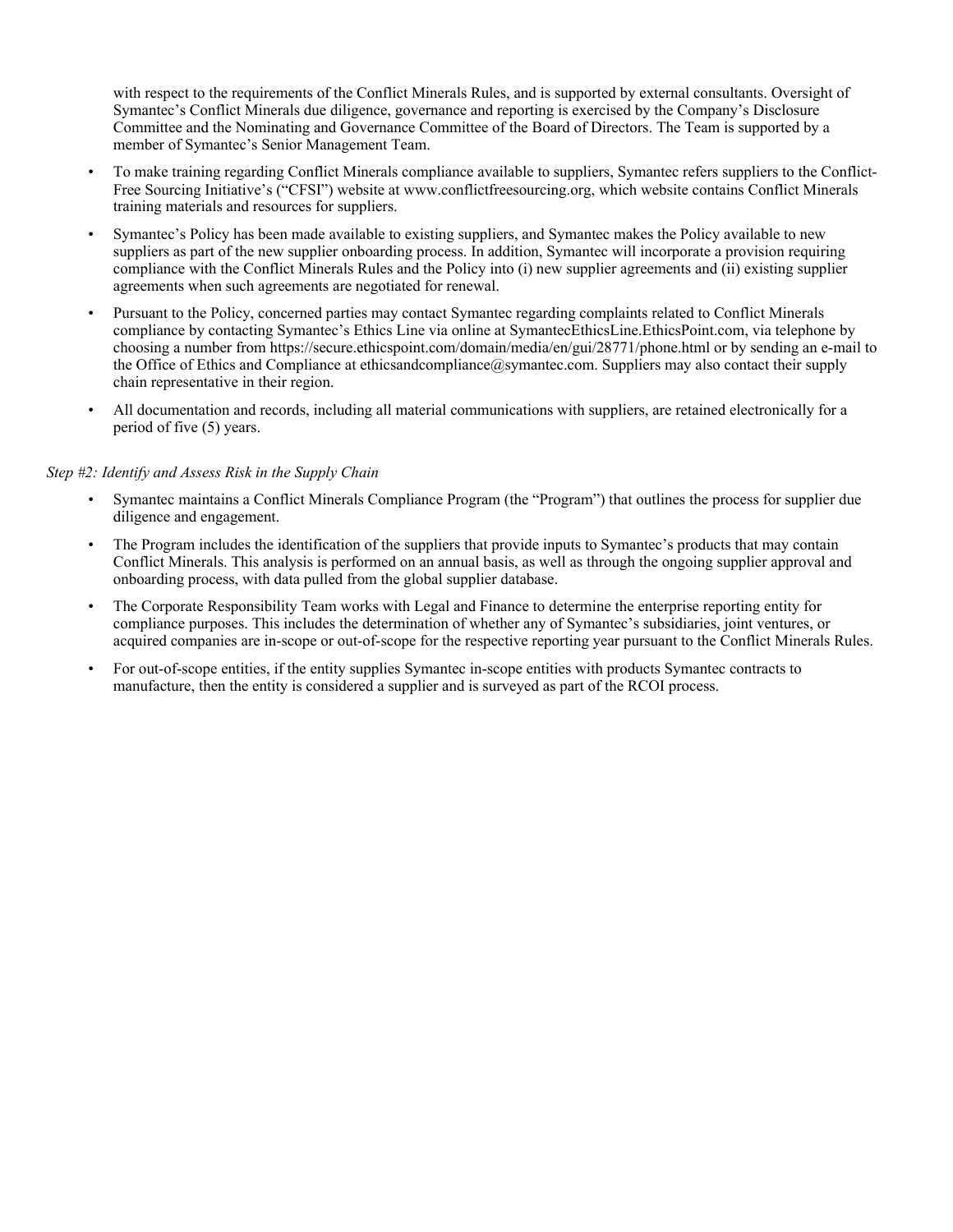with respect to the requirements of the Conflict Minerals Rules, and is supported by external consultants. Oversight of Symantec's Conflict Minerals due diligence, governance and reporting is exercised by the Company's Disclosure Committee and the Nominating and Governance Committee of the Board of Directors. The Team is supported by a member of Symantec's Senior Management Team.

- To make training regarding Conflict Minerals compliance available to suppliers, Symantec refers suppliers to the Conflict-Free Sourcing Initiative's ("CFSI") website at www.conflictfreesourcing.org, which website contains Conflict Minerals training materials and resources for suppliers.
- Symantec's Policy has been made available to existing suppliers, and Symantec makes the Policy available to new suppliers as part of the new supplier onboarding process. In addition, Symantec will incorporate a provision requiring compliance with the Conflict Minerals Rules and the Policy into (i) new supplier agreements and (ii) existing supplier agreements when such agreements are negotiated for renewal.
- Pursuant to the Policy, concerned parties may contact Symantec regarding complaints related to Conflict Minerals compliance by contacting Symantec's Ethics Line via online at SymantecEthicsLine.EthicsPoint.com, via telephone by choosing a number from https://secure.ethicspoint.com/domain/media/en/gui/28771/phone.html or by sending an e-mail to the Office of Ethics and Compliance at ethicsandcompliance@symantec.com. Suppliers may also contact their supply chain representative in their region.
- All documentation and records, including all material communications with suppliers, are retained electronically for a period of five (5) years.

*Step #2: Identify and Assess Risk in the Supply Chain*

- Symantec maintains a Conflict Minerals Compliance Program (the "Program") that outlines the process for supplier due diligence and engagement.
- The Program includes the identification of the suppliers that provide inputs to Symantec's products that may contain Conflict Minerals. This analysis is performed on an annual basis, as well as through the ongoing supplier approval and onboarding process, with data pulled from the global supplier database.
- The Corporate Responsibility Team works with Legal and Finance to determine the enterprise reporting entity for compliance purposes. This includes the determination of whether any of Symantec's subsidiaries, joint ventures, or acquired companies are in-scope or out-of-scope for the respective reporting year pursuant to the Conflict Minerals Rules.
- For out-of-scope entities, if the entity supplies Symantec in-scope entities with products Symantec contracts to manufacture, then the entity is considered a supplier and is surveyed as part of the RCOI process.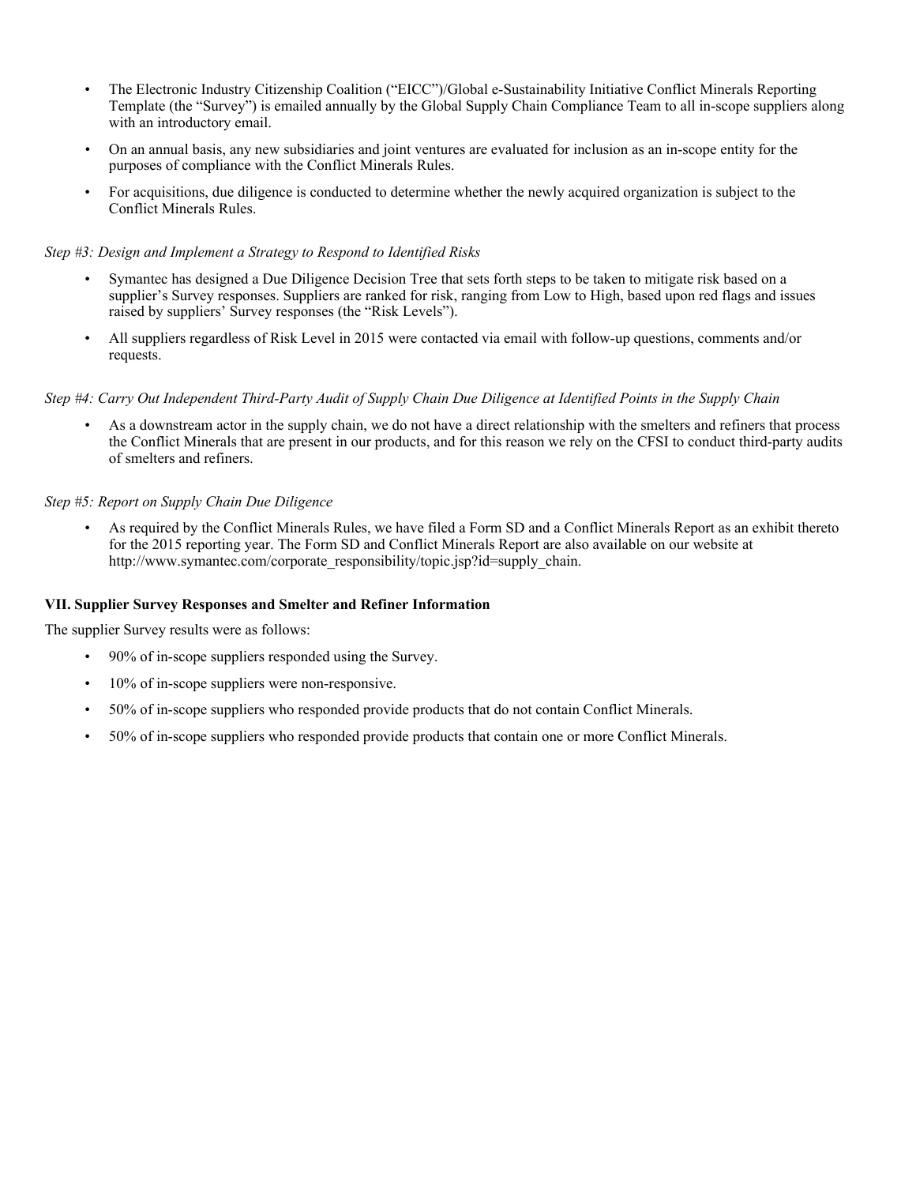- The Electronic Industry Citizenship Coalition ("EICC")/Global e-Sustainability Initiative Conflict Minerals Reporting Template (the "Survey") is emailed annually by the Global Supply Chain Compliance Team to all in-scope suppliers along with an introductory email.
- On an annual basis, any new subsidiaries and joint ventures are evaluated for inclusion as an in-scope entity for the purposes of compliance with the Conflict Minerals Rules.
- For acquisitions, due diligence is conducted to determine whether the newly acquired organization is subject to the Conflict Minerals Rules.

*Step #3: Design and Implement a Strategy to Respond to Identified Risks*

- Symantec has designed a Due Diligence Decision Tree that sets forth steps to be taken to mitigate risk based on a supplier's Survey responses. Suppliers are ranked for risk, ranging from Low to High, based upon red flags and issues raised by suppliers' Survey responses (the "Risk Levels").
- All suppliers regardless of Risk Level in 2015 were contacted via email with follow-up questions, comments and/or requests.

*Step #4: Carry Out Independent Third-Party Audit of Supply Chain Due Diligence at Identified Points in the Supply Chain*

- As a downstream actor in the supply chain, we do not have a direct relationship with the smelters and refiners that process the Conflict Minerals that are present in our products, and for this reason we rely on the CFSI to conduct third-party audits of smelters and refiners.

*Step #5: Report on Supply Chain Due Diligence*

- As required by the Conflict Minerals Rules, we have filed a Form SD and a Conflict Minerals Report as an exhibit thereto for the 2015 reporting year. The Form SD and Conflict Minerals Report are also available on our website at http://www.symantec.com/corporate_responsibility/topic.jsp?id=supply_chain.

**VII. Supplier Survey Responses and Smelter and Refiner Information**

The supplier Survey results were as follows:

- 90% of in-scope suppliers responded using the Survey.
- 10% of in-scope suppliers were non-responsive.
- 50% of in-scope suppliers who responded provide products that do not contain Conflict Minerals.
- 50% of in-scope suppliers who responded provide products that contain one or more Conflict Minerals.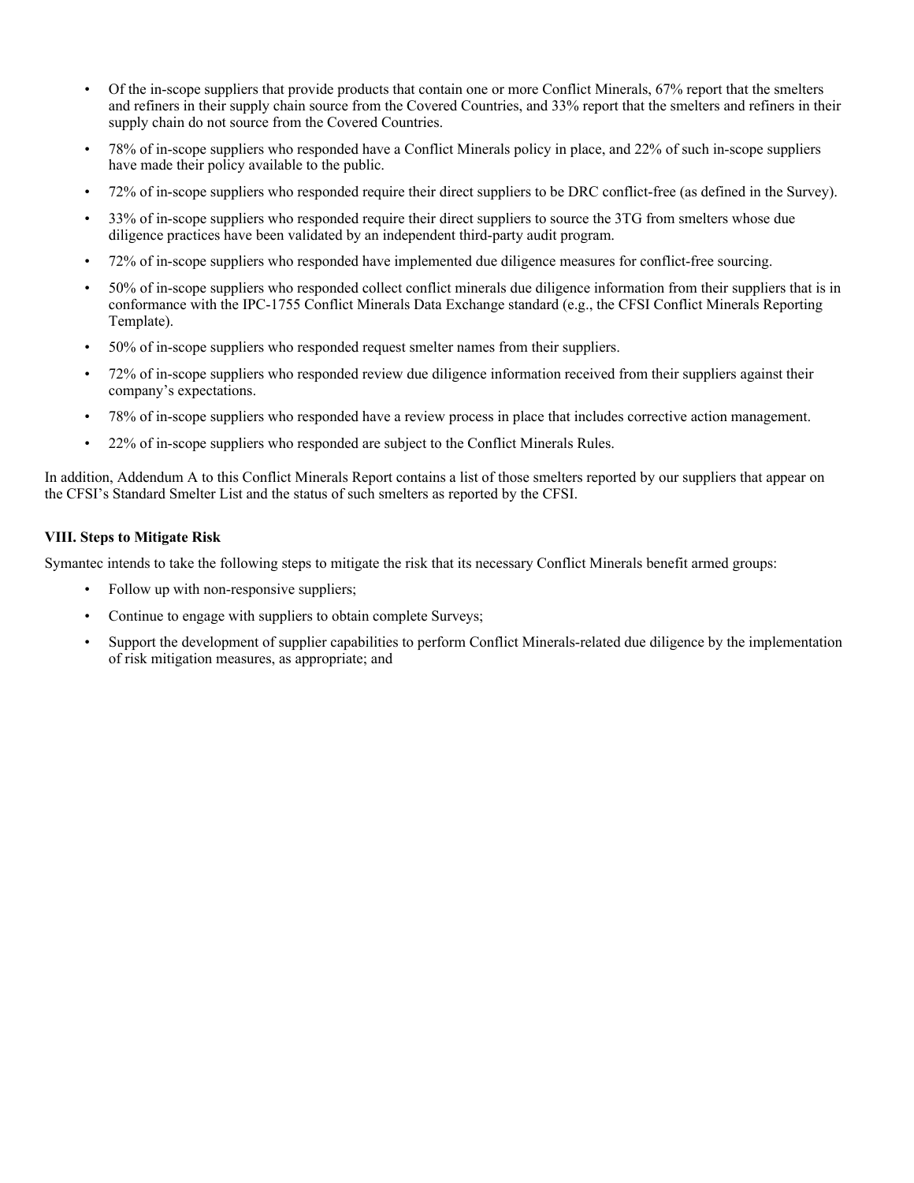- Of the in-scope suppliers that provide products that contain one or more Conflict Minerals, 67% report that the smelters and refiners in their supply chain source from the Covered Countries, and 33% report that the smelters and refiners in their supply chain do not source from the Covered Countries.
- 78% of in-scope suppliers who responded have a Conflict Minerals policy in place, and 22% of such in-scope suppliers have made their policy available to the public.
- 72% of in-scope suppliers who responded require their direct suppliers to be DRC conflict-free (as defined in the Survey).
- 33% of in-scope suppliers who responded require their direct suppliers to source the 3TG from smelters whose due diligence practices have been validated by an independent third-party audit program.
- 72% of in-scope suppliers who responded have implemented due diligence measures for conflict-free sourcing.
- 50% of in-scope suppliers who responded collect conflict minerals due diligence information from their suppliers that is in conformance with the IPC-1755 Conflict Minerals Data Exchange standard (e.g., the CFSI Conflict Minerals Reporting Template).
- 50% of in-scope suppliers who responded request smelter names from their suppliers.
- 72% of in-scope suppliers who responded review due diligence information received from their suppliers against their company's expectations.
- 78% of in-scope suppliers who responded have a review process in place that includes corrective action management.
- 22% of in-scope suppliers who responded are subject to the Conflict Minerals Rules.

In addition, Addendum A to this Conflict Minerals Report contains a list of those smelters reported by our suppliers that appear on the CFSI's Standard Smelter List and the status of such smelters as reported by the CFSI.

**VIII. Steps to Mitigate Risk**

Symantec intends to take the following steps to mitigate the risk that its necessary Conflict Minerals benefit armed groups:

- Follow up with non-responsive suppliers;
- Continue to engage with suppliers to obtain complete Surveys;
- Support the development of supplier capabilities to perform Conflict Minerals-related due diligence by the implementation of risk mitigation measures, as appropriate; and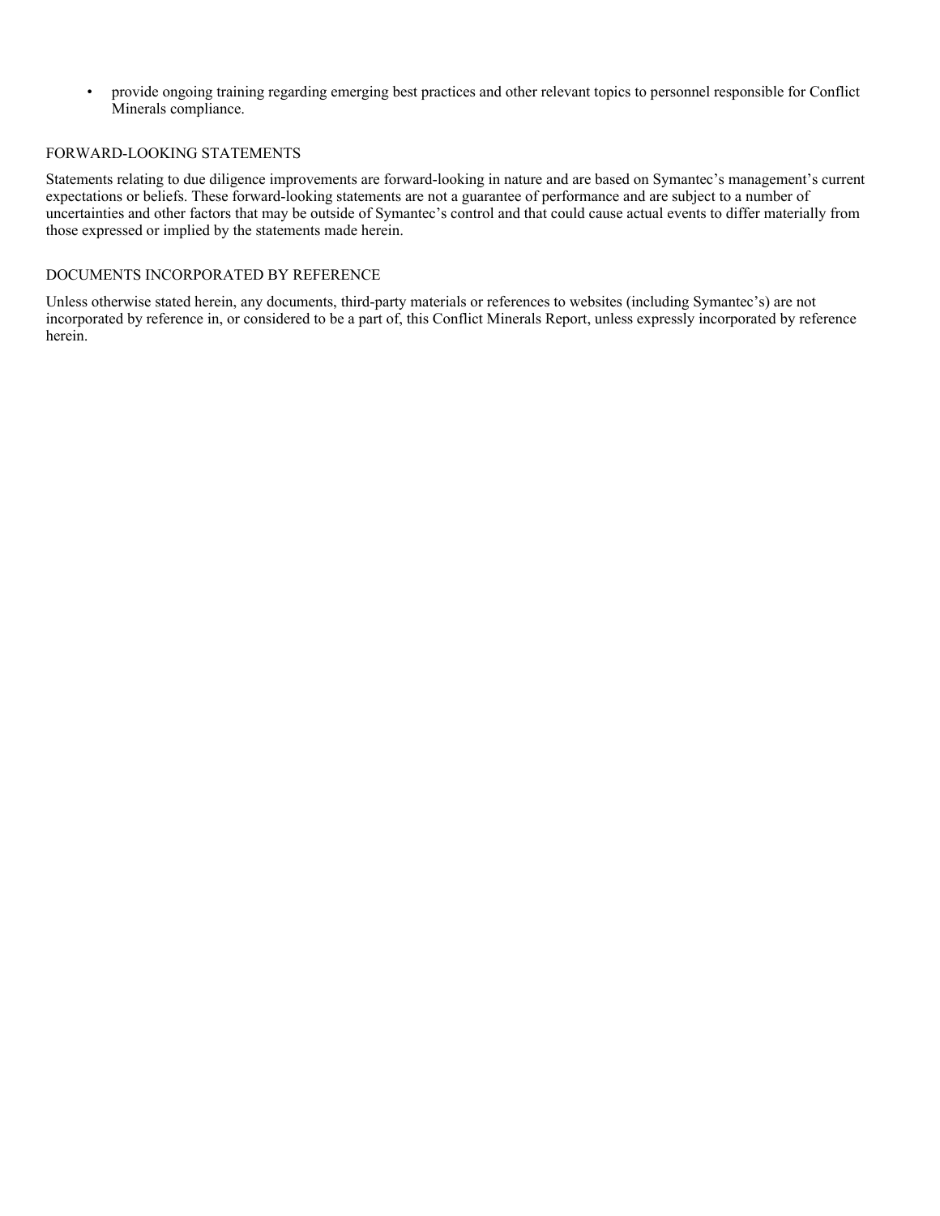- provide ongoing training regarding emerging best practices and other relevant topics to personnel responsible for Conflict Minerals compliance.

## FORWARD-LOOKING STATEMENTS

Statements relating to due diligence improvements are forward-looking in nature and are based on Symantec's management's current expectations or beliefs. These forward-looking statements are not a guarantee of performance and are subject to a number of uncertainties and other factors that may be outside of Symantec's control and that could cause actual events to differ materially from those expressed or implied by the statements made herein.

## DOCUMENTS INCORPORATED BY REFERENCE

Unless otherwise stated herein, any documents, third-party materials or references to websites (including Symantec's) are not incorporated by reference in, or considered to be a part of, this Conflict Minerals Report, unless expressly incorporated by reference herein.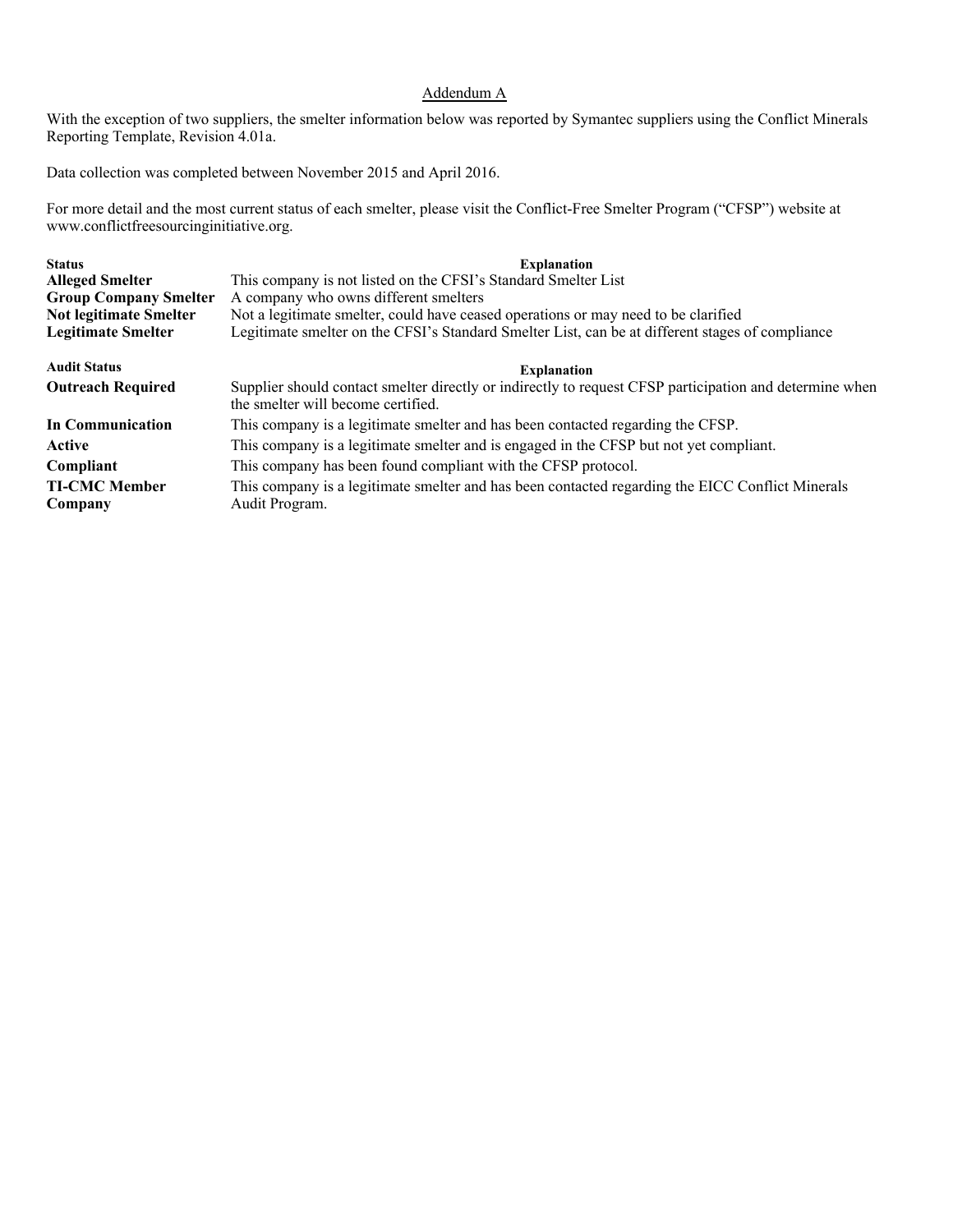## Addendum A

With the exception of two suppliers, the smelter information below was reported by Symantec suppliers using the Conflict Minerals Reporting Template, Revision 4.01a.

Data collection was completed between November 2015 and April 2016.

For more detail and the most current status of each smelter, please visit the Conflict-Free Smelter Program ("CFSP") website at www.conflictfreesourcinginitiative.org.

| Status | Explanation |
|---|---|
| **Alleged Smelter** | This company is not listed on the CFSI's Standard Smelter List |
| **Group Company Smelter** | A company who owns different smelters |
| **Not legitimate Smelter** | Not a legitimate smelter, could have ceased operations or may need to be clarified |
| **Legitimate Smelter** | Legitimate smelter on the CFSI's Standard Smelter List, can be at different stages of compliance |

| Audit Status | Explanation |
|---|---|
| **Outreach Required** | Supplier should contact smelter directly or indirectly to request CFSP participation and determine when the smelter will become certified. |
| **In Communication** | This company is a legitimate smelter and has been contacted regarding the CFSP. |
| **Active** | This company is a legitimate smelter and is engaged in the CFSP but not yet compliant. |
| **Compliant** | This company has been found compliant with the CFSP protocol. |
| **TI-CMC Member Company** | This company is a legitimate smelter and has been contacted regarding the EICC Conflict Minerals Audit Program. |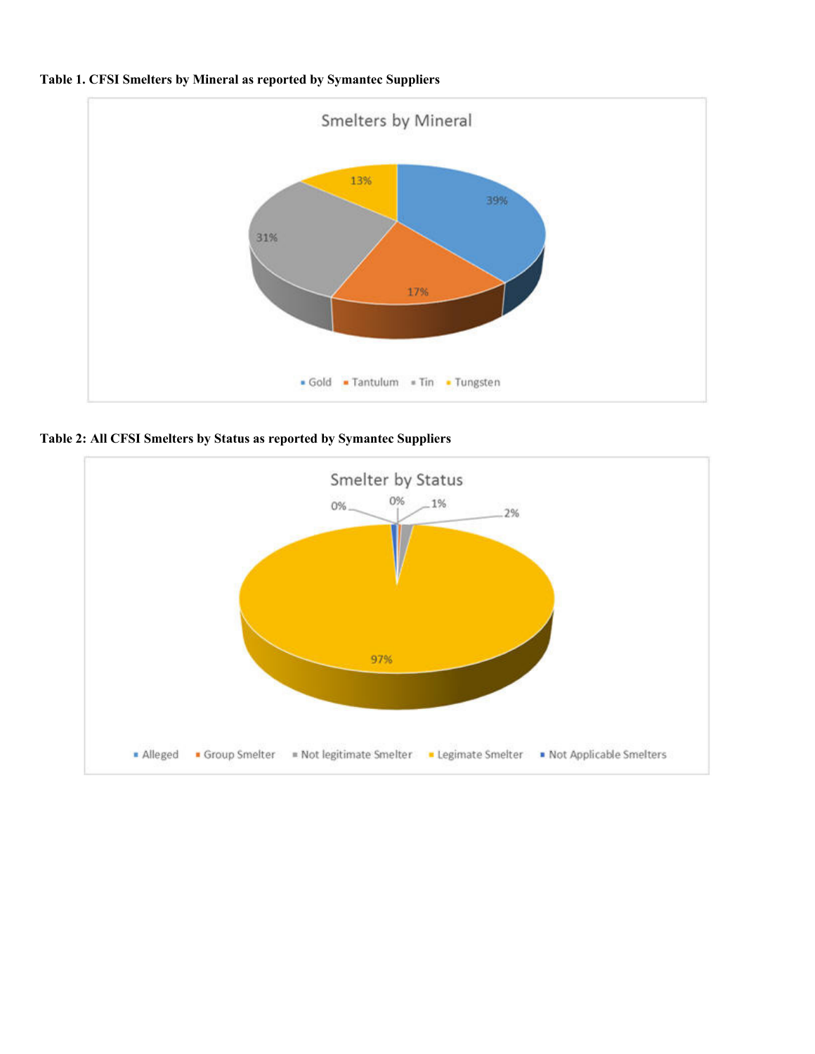**Table 1. CFSI Smelters by Mineral as reported by Symantec Suppliers**

Smelters by Mineral

| Mineral | Percentage |
| --- | --- |
| Gold | 39% |
| Tantulum | 17% |
| Tin | 31% |
| Tungsten | 13% |

**Table 2: All CFSI Smelters by Status as reported by Symantec Suppliers**

Smelter by Status

Labels shown on chart: 97%, 2%, 1%, 0%, 0%

Legend: Alleged, Group Smelter, Not legitimate Smelter, Legimate Smelter, Not Applicable Smelters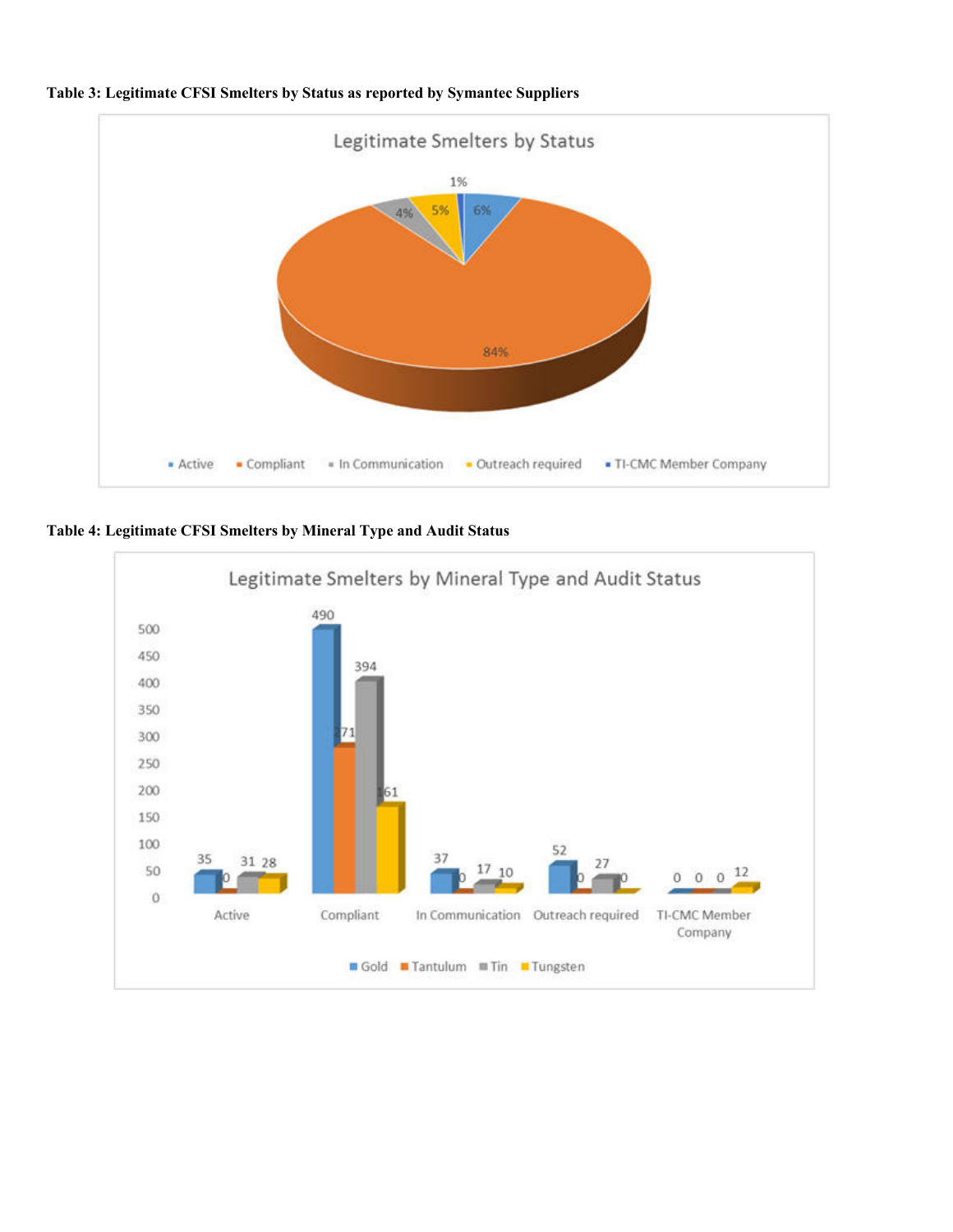**Table 3: Legitimate CFSI Smelters by Status as reported by Symantec Suppliers**

Legitimate Smelters by Status

| Status | Percentage |
|---|---|
| Active | 6% |
| Compliant | 84% |
| In Communication | 4% |
| Outreach required | 5% |
| TI-CMC Member Company | 1% |

**Table 4: Legitimate CFSI Smelters by Mineral Type and Audit Status**

Legitimate Smelters by Mineral Type and Audit Status

| Status | Gold | Tantulum | Tin | Tungsten |
|---|---|---|---|---|
| Active | 35 | 0 | 31 | 28 |
| Compliant | 490 | 271 | 394 | 161 |
| In Communication | 37 | 0 | 17 | 10 |
| Outreach required | 52 | 0 | 27 | 0 |
| TI-CMC Member Company | 0 | 0 | 0 | 12 |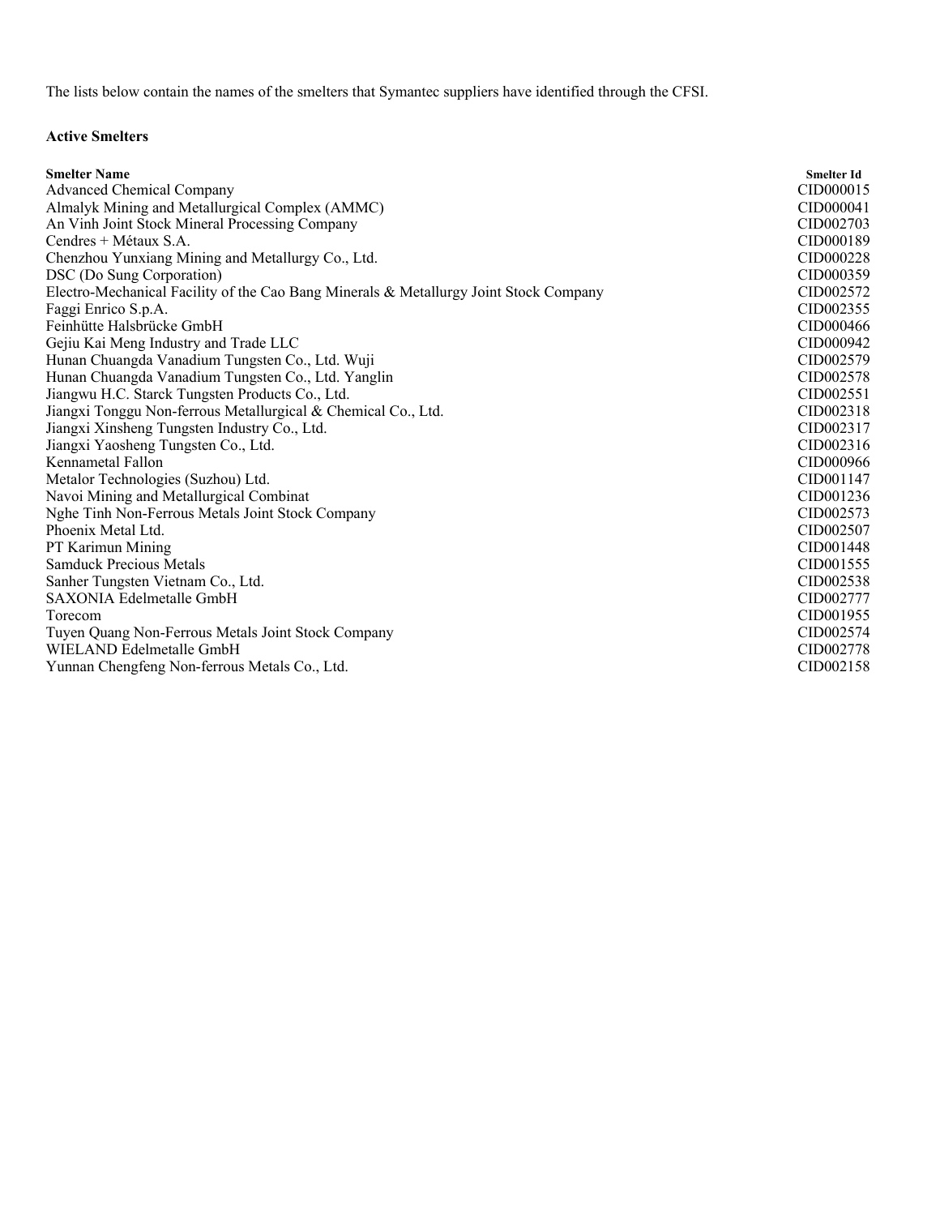The lists below contain the names of the smelters that Symantec suppliers have identified through the CFSI.

**Active Smelters**

| Smelter Name | Smelter Id |
|---|---|
| Advanced Chemical Company | CID000015 |
| Almalyk Mining and Metallurgical Complex (AMMC) | CID000041 |
| An Vinh Joint Stock Mineral Processing Company | CID002703 |
| Cendres + Métaux S.A. | CID000189 |
| Chenzhou Yunxiang Mining and Metallurgy Co., Ltd. | CID000228 |
| DSC (Do Sung Corporation) | CID000359 |
| Electro-Mechanical Facility of the Cao Bang Minerals & Metallurgy Joint Stock Company | CID002572 |
| Faggi Enrico S.p.A. | CID002355 |
| Feinhütte Halsbrücke GmbH | CID000466 |
| Gejiu Kai Meng Industry and Trade LLC | CID000942 |
| Hunan Chuangda Vanadium Tungsten Co., Ltd. Wuji | CID002579 |
| Hunan Chuangda Vanadium Tungsten Co., Ltd. Yanglin | CID002578 |
| Jiangwu H.C. Starck Tungsten Products Co., Ltd. | CID002551 |
| Jiangxi Tonggu Non-ferrous Metallurgical & Chemical Co., Ltd. | CID002318 |
| Jiangxi Xinsheng Tungsten Industry Co., Ltd. | CID002317 |
| Jiangxi Yaosheng Tungsten Co., Ltd. | CID002316 |
| Kennametal Fallon | CID000966 |
| Metalor Technologies (Suzhou) Ltd. | CID001147 |
| Navoi Mining and Metallurgical Combinat | CID001236 |
| Nghe Tinh Non-Ferrous Metals Joint Stock Company | CID002573 |
| Phoenix Metal Ltd. | CID002507 |
| PT Karimun Mining | CID001448 |
| Samduck Precious Metals | CID001555 |
| Sanher Tungsten Vietnam Co., Ltd. | CID002538 |
| SAXONIA Edelmetalle GmbH | CID002777 |
| Torecom | CID001955 |
| Tuyen Quang Non-Ferrous Metals Joint Stock Company | CID002574 |
| WIELAND Edelmetalle GmbH | CID002778 |
| Yunnan Chengfeng Non-ferrous Metals Co., Ltd. | CID002158 |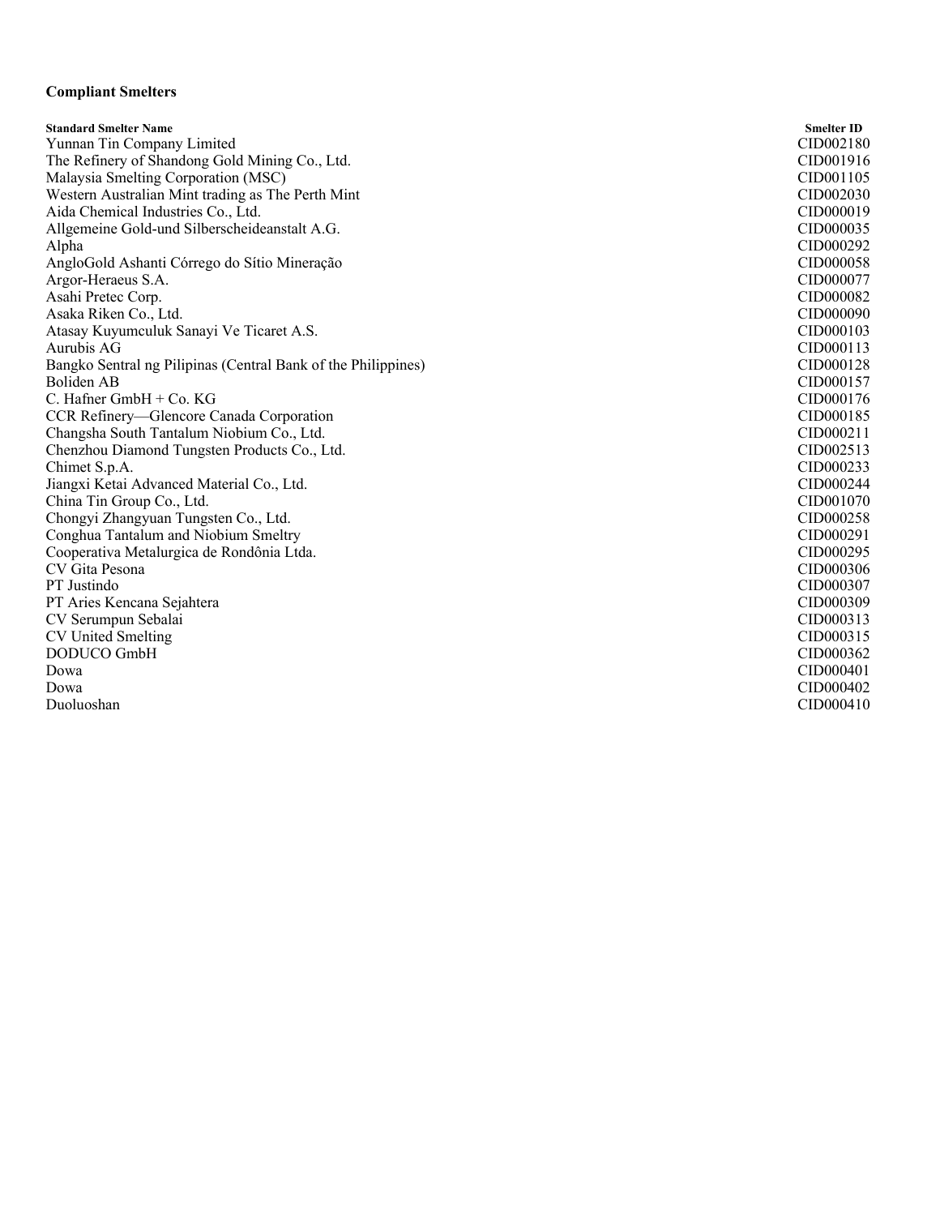**Compliant Smelters**

| Standard Smelter Name | Smelter ID |
| --- | --- |
| Yunnan Tin Company Limited | CID002180 |
| The Refinery of Shandong Gold Mining Co., Ltd. | CID001916 |
| Malaysia Smelting Corporation (MSC) | CID001105 |
| Western Australian Mint trading as The Perth Mint | CID002030 |
| Aida Chemical Industries Co., Ltd. | CID000019 |
| Allgemeine Gold-und Silberscheideanstalt A.G. | CID000035 |
| Alpha | CID000292 |
| AngloGold Ashanti Córrego do Sítio Mineração | CID000058 |
| Argor-Heraeus S.A. | CID000077 |
| Asahi Pretec Corp. | CID000082 |
| Asaka Riken Co., Ltd. | CID000090 |
| Atasay Kuyumculuk Sanayi Ve Ticaret A.S. | CID000103 |
| Aurubis AG | CID000113 |
| Bangko Sentral ng Pilipinas (Central Bank of the Philippines) | CID000128 |
| Boliden AB | CID000157 |
| C. Hafner GmbH + Co. KG | CID000176 |
| CCR Refinery—Glencore Canada Corporation | CID000185 |
| Changsha South Tantalum Niobium Co., Ltd. | CID000211 |
| Chenzhou Diamond Tungsten Products Co., Ltd. | CID002513 |
| Chimet S.p.A. | CID000233 |
| Jiangxi Ketai Advanced Material Co., Ltd. | CID000244 |
| China Tin Group Co., Ltd. | CID001070 |
| Chongyi Zhangyuan Tungsten Co., Ltd. | CID000258 |
| Conghua Tantalum and Niobium Smeltry | CID000291 |
| Cooperativa Metalurgica de Rondônia Ltda. | CID000295 |
| CV Gita Pesona | CID000306 |
| PT Justindo | CID000307 |
| PT Aries Kencana Sejahtera | CID000309 |
| CV Serumpun Sebalai | CID000313 |
| CV United Smelting | CID000315 |
| DODUCO GmbH | CID000362 |
| Dowa | CID000401 |
| Dowa | CID000402 |
| Duoluoshan | CID000410 |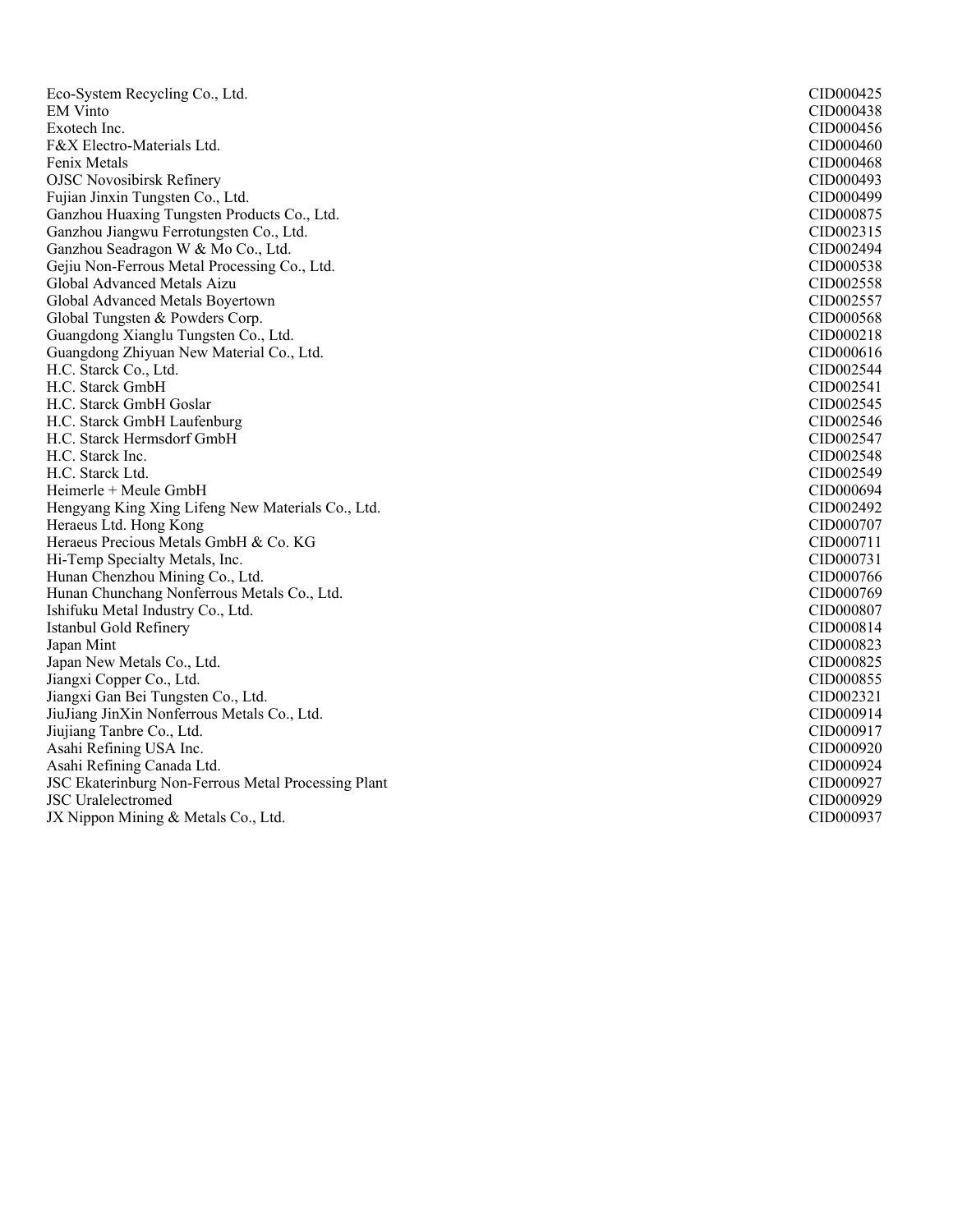| | |
|---|---|
| Eco-System Recycling Co., Ltd. | CID000425 |
| EM Vinto | CID000438 |
| Exotech Inc. | CID000456 |
| F&X Electro-Materials Ltd. | CID000460 |
| Fenix Metals | CID000468 |
| OJSC Novosibirsk Refinery | CID000493 |
| Fujian Jinxin Tungsten Co., Ltd. | CID000499 |
| Ganzhou Huaxing Tungsten Products Co., Ltd. | CID000875 |
| Ganzhou Jiangwu Ferrotungsten Co., Ltd. | CID002315 |
| Ganzhou Seadragon W & Mo Co., Ltd. | CID002494 |
| Gejiu Non-Ferrous Metal Processing Co., Ltd. | CID000538 |
| Global Advanced Metals Aizu | CID002558 |
| Global Advanced Metals Boyertown | CID002557 |
| Global Tungsten & Powders Corp. | CID000568 |
| Guangdong Xianglu Tungsten Co., Ltd. | CID000218 |
| Guangdong Zhiyuan New Material Co., Ltd. | CID000616 |
| H.C. Starck Co., Ltd. | CID002544 |
| H.C. Starck GmbH | CID002541 |
| H.C. Starck GmbH Goslar | CID002545 |
| H.C. Starck GmbH Laufenburg | CID002546 |
| H.C. Starck Hermsdorf GmbH | CID002547 |
| H.C. Starck Inc. | CID002548 |
| H.C. Starck Ltd. | CID002549 |
| Heimerle + Meule GmbH | CID000694 |
| Hengyang King Xing Lifeng New Materials Co., Ltd. | CID002492 |
| Heraeus Ltd. Hong Kong | CID000707 |
| Heraeus Precious Metals GmbH & Co. KG | CID000711 |
| Hi-Temp Specialty Metals, Inc. | CID000731 |
| Hunan Chenzhou Mining Co., Ltd. | CID000766 |
| Hunan Chunchang Nonferrous Metals Co., Ltd. | CID000769 |
| Ishifuku Metal Industry Co., Ltd. | CID000807 |
| Istanbul Gold Refinery | CID000814 |
| Japan Mint | CID000823 |
| Japan New Metals Co., Ltd. | CID000825 |
| Jiangxi Copper Co., Ltd. | CID000855 |
| Jiangxi Gan Bei Tungsten Co., Ltd. | CID002321 |
| JiuJiang JinXin Nonferrous Metals Co., Ltd. | CID000914 |
| Jiujiang Tanbre Co., Ltd. | CID000917 |
| Asahi Refining USA Inc. | CID000920 |
| Asahi Refining Canada Ltd. | CID000924 |
| JSC Ekaterinburg Non-Ferrous Metal Processing Plant | CID000927 |
| JSC Uralelectromed | CID000929 |
| JX Nippon Mining & Metals Co., Ltd. | CID000937 |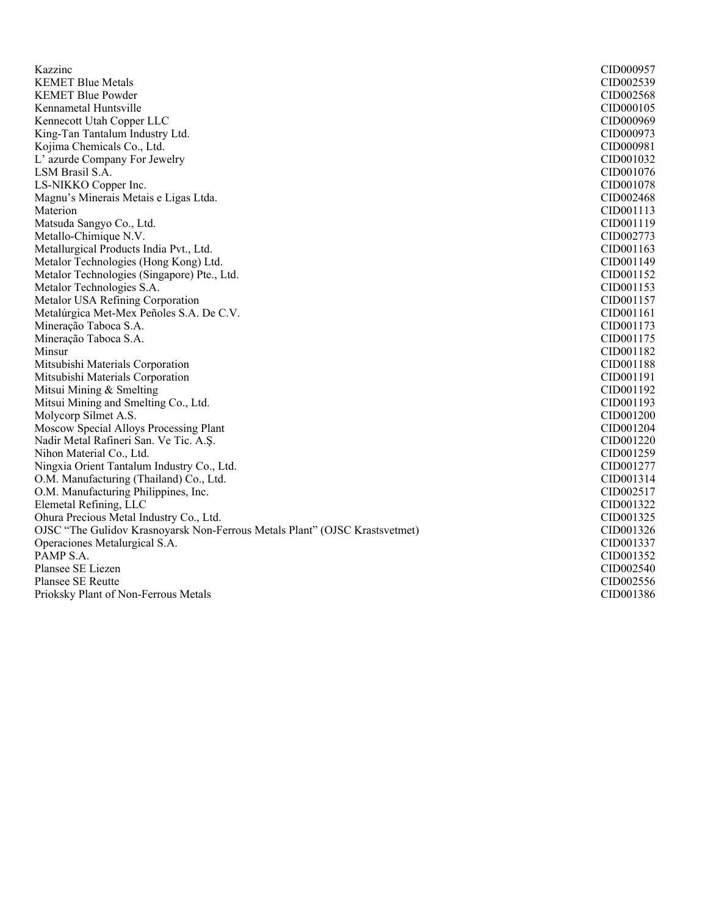| | |
|---|---|
| Kazzinc | CID000957 |
| KEMET Blue Metals | CID002539 |
| KEMET Blue Powder | CID002568 |
| Kennametal Huntsville | CID000105 |
| Kennecott Utah Copper LLC | CID000969 |
| King-Tan Tantalum Industry Ltd. | CID000973 |
| Kojima Chemicals Co., Ltd. | CID000981 |
| L' azurde Company For Jewelry | CID001032 |
| LSM Brasil S.A. | CID001076 |
| LS-NIKKO Copper Inc. | CID001078 |
| Magnu's Minerais Metais e Ligas Ltda. | CID002468 |
| Materion | CID001113 |
| Matsuda Sangyo Co., Ltd. | CID001119 |
| Metallo-Chimique N.V. | CID002773 |
| Metallurgical Products India Pvt., Ltd. | CID001163 |
| Metalor Technologies (Hong Kong) Ltd. | CID001149 |
| Metalor Technologies (Singapore) Pte., Ltd. | CID001152 |
| Metalor Technologies S.A. | CID001153 |
| Metalor USA Refining Corporation | CID001157 |
| Metalúrgica Met-Mex Peñoles S.A. De C.V. | CID001161 |
| Mineração Taboca S.A. | CID001173 |
| Mineração Taboca S.A. | CID001175 |
| Minsur | CID001182 |
| Mitsubishi Materials Corporation | CID001188 |
| Mitsubishi Materials Corporation | CID001191 |
| Mitsui Mining & Smelting | CID001192 |
| Mitsui Mining and Smelting Co., Ltd. | CID001193 |
| Molycorp Silmet A.S. | CID001200 |
| Moscow Special Alloys Processing Plant | CID001204 |
| Nadir Metal Rafineri San. Ve Tic. A.Ş. | CID001220 |
| Nihon Material Co., Ltd. | CID001259 |
| Ningxia Orient Tantalum Industry Co., Ltd. | CID001277 |
| O.M. Manufacturing (Thailand) Co., Ltd. | CID001314 |
| O.M. Manufacturing Philippines, Inc. | CID002517 |
| Elemetal Refining, LLC | CID001322 |
| Ohura Precious Metal Industry Co., Ltd. | CID001325 |
| OJSC "The Gulidov Krasnoyarsk Non-Ferrous Metals Plant" (OJSC Krastsvetmet) | CID001326 |
| Operaciones Metalurgical S.A. | CID001337 |
| PAMP S.A. | CID001352 |
| Plansee SE Liezen | CID002540 |
| Plansee SE Reutte | CID002556 |
| Prioksky Plant of Non-Ferrous Metals | CID001386 |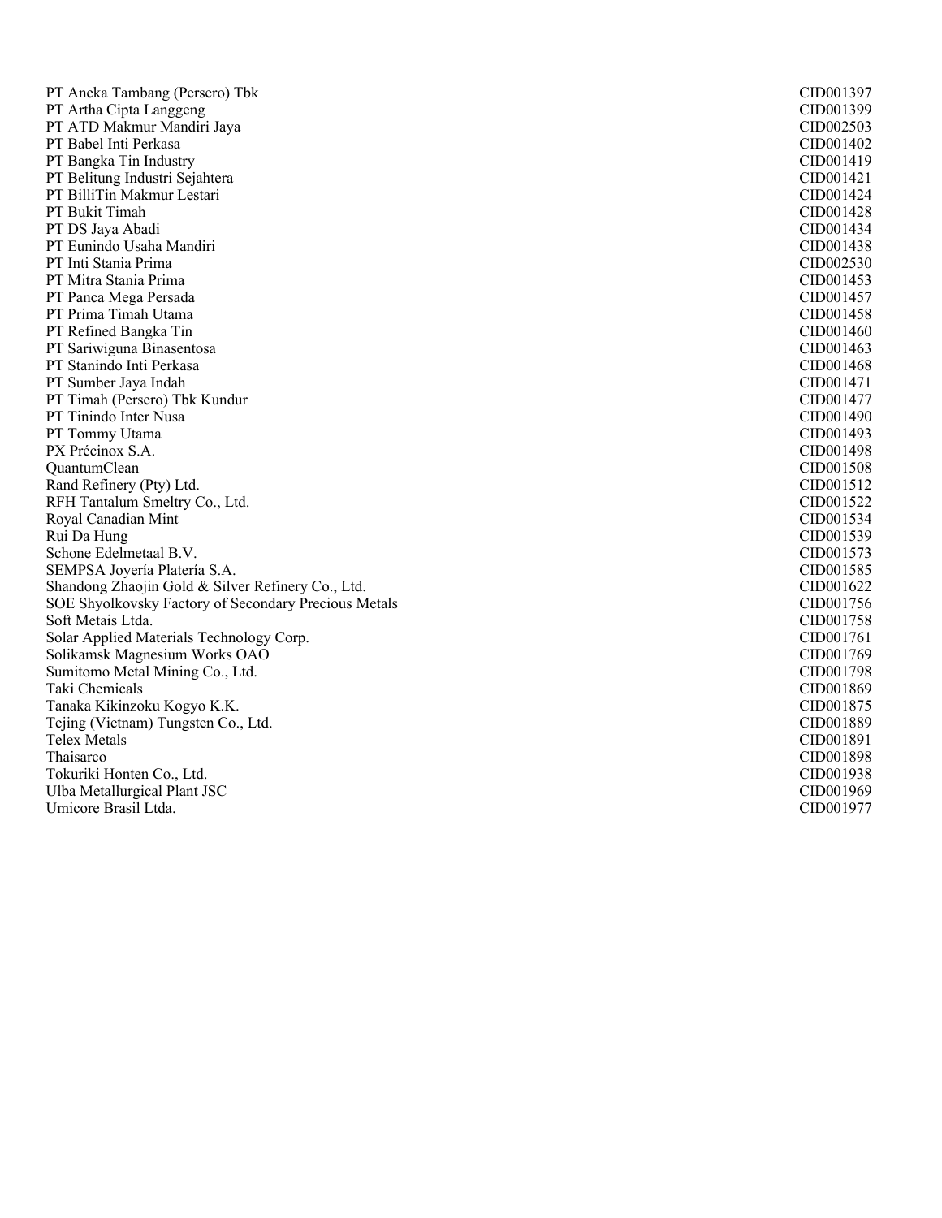| | |
|---|---|
| PT Aneka Tambang (Persero) Tbk | CID001397 |
| PT Artha Cipta Langgeng | CID001399 |
| PT ATD Makmur Mandiri Jaya | CID002503 |
| PT Babel Inti Perkasa | CID001402 |
| PT Bangka Tin Industry | CID001419 |
| PT Belitung Industri Sejahtera | CID001421 |
| PT BilliTin Makmur Lestari | CID001424 |
| PT Bukit Timah | CID001428 |
| PT DS Jaya Abadi | CID001434 |
| PT Eunindo Usaha Mandiri | CID001438 |
| PT Inti Stania Prima | CID002530 |
| PT Mitra Stania Prima | CID001453 |
| PT Panca Mega Persada | CID001457 |
| PT Prima Timah Utama | CID001458 |
| PT Refined Bangka Tin | CID001460 |
| PT Sariwiguna Binasentosa | CID001463 |
| PT Stanindo Inti Perkasa | CID001468 |
| PT Sumber Jaya Indah | CID001471 |
| PT Timah (Persero) Tbk Kundur | CID001477 |
| PT Tinindo Inter Nusa | CID001490 |
| PT Tommy Utama | CID001493 |
| PX Précinox S.A. | CID001498 |
| QuantumClean | CID001508 |
| Rand Refinery (Pty) Ltd. | CID001512 |
| RFH Tantalum Smeltry Co., Ltd. | CID001522 |
| Royal Canadian Mint | CID001534 |
| Rui Da Hung | CID001539 |
| Schone Edelmetaal B.V. | CID001573 |
| SEMPSA Joyería Platería S.A. | CID001585 |
| Shandong Zhaojin Gold & Silver Refinery Co., Ltd. | CID001622 |
| SOE Shyolkovsky Factory of Secondary Precious Metals | CID001756 |
| Soft Metais Ltda. | CID001758 |
| Solar Applied Materials Technology Corp. | CID001761 |
| Solikamsk Magnesium Works OAO | CID001769 |
| Sumitomo Metal Mining Co., Ltd. | CID001798 |
| Taki Chemicals | CID001869 |
| Tanaka Kikinzoku Kogyo K.K. | CID001875 |
| Tejing (Vietnam) Tungsten Co., Ltd. | CID001889 |
| Telex Metals | CID001891 |
| Thaisarco | CID001898 |
| Tokuriki Honten Co., Ltd. | CID001938 |
| Ulba Metallurgical Plant JSC | CID001969 |
| Umicore Brasil Ltda. | CID001977 |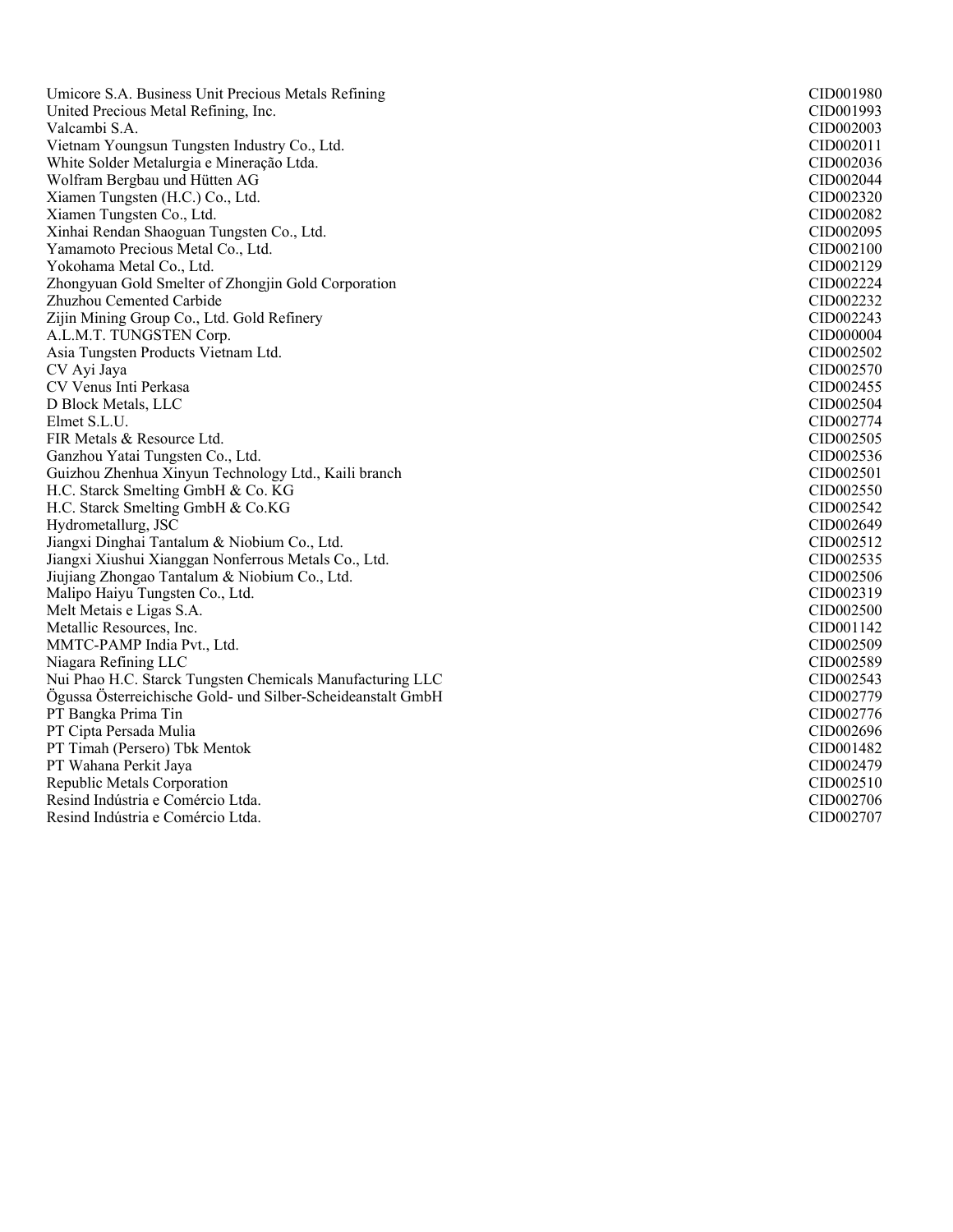| | |
|---|---|
| Umicore S.A. Business Unit Precious Metals Refining | CID001980 |
| United Precious Metal Refining, Inc. | CID001993 |
| Valcambi S.A. | CID002003 |
| Vietnam Youngsun Tungsten Industry Co., Ltd. | CID002011 |
| White Solder Metalurgia e Mineração Ltda. | CID002036 |
| Wolfram Bergbau und Hütten AG | CID002044 |
| Xiamen Tungsten (H.C.) Co., Ltd. | CID002320 |
| Xiamen Tungsten Co., Ltd. | CID002082 |
| Xinhai Rendan Shaoguan Tungsten Co., Ltd. | CID002095 |
| Yamamoto Precious Metal Co., Ltd. | CID002100 |
| Yokohama Metal Co., Ltd. | CID002129 |
| Zhongyuan Gold Smelter of Zhongjin Gold Corporation | CID002224 |
| Zhuzhou Cemented Carbide | CID002232 |
| Zijin Mining Group Co., Ltd. Gold Refinery | CID002243 |
| A.L.M.T. TUNGSTEN Corp. | CID000004 |
| Asia Tungsten Products Vietnam Ltd. | CID002502 |
| CV Ayi Jaya | CID002570 |
| CV Venus Inti Perkasa | CID002455 |
| D Block Metals, LLC | CID002504 |
| Elmet S.L.U. | CID002774 |
| FIR Metals & Resource Ltd. | CID002505 |
| Ganzhou Yatai Tungsten Co., Ltd. | CID002536 |
| Guizhou Zhenhua Xinyun Technology Ltd., Kaili branch | CID002501 |
| H.C. Starck Smelting GmbH & Co. KG | CID002550 |
| H.C. Starck Smelting GmbH & Co.KG | CID002542 |
| Hydrometallurg, JSC | CID002649 |
| Jiangxi Dinghai Tantalum & Niobium Co., Ltd. | CID002512 |
| Jiangxi Xiushui Xianggan Nonferrous Metals Co., Ltd. | CID002535 |
| Jiujiang Zhongao Tantalum & Niobium Co., Ltd. | CID002506 |
| Malipo Haiyu Tungsten Co., Ltd. | CID002319 |
| Melt Metais e Ligas S.A. | CID002500 |
| Metallic Resources, Inc. | CID001142 |
| MMTC-PAMP India Pvt., Ltd. | CID002509 |
| Niagara Refining LLC | CID002589 |
| Nui Phao H.C. Starck Tungsten Chemicals Manufacturing LLC | CID002543 |
| Ögussa Österreichische Gold- und Silber-Scheideanstalt GmbH | CID002779 |
| PT Bangka Prima Tin | CID002776 |
| PT Cipta Persada Mulia | CID002696 |
| PT Timah (Persero) Tbk Mentok | CID001482 |
| PT Wahana Perkit Jaya | CID002479 |
| Republic Metals Corporation | CID002510 |
| Resind Indústria e Comércio Ltda. | CID002706 |
| Resind Indústria e Comércio Ltda. | CID002707 |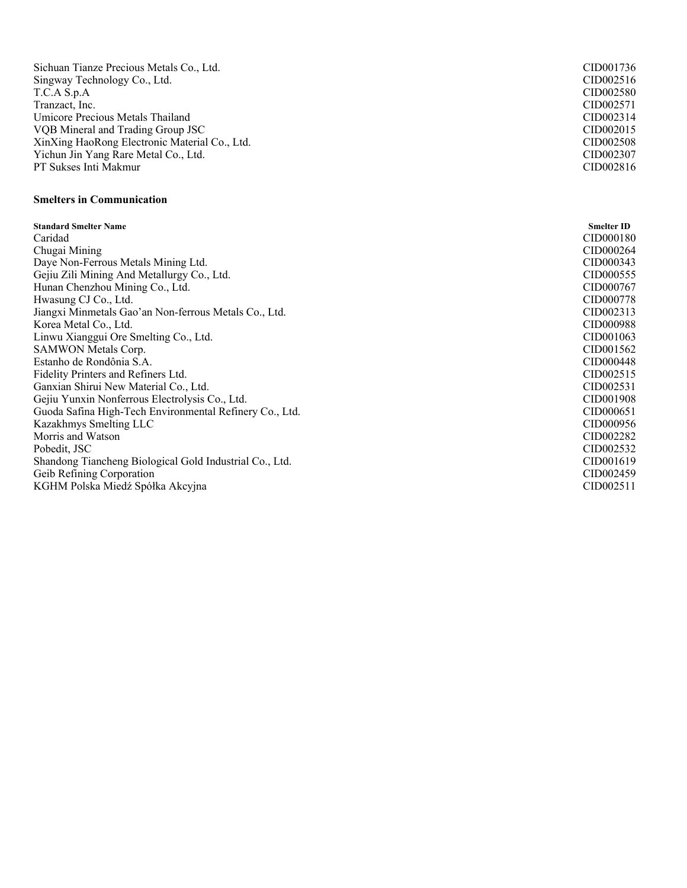| | |
|---|---|
| Sichuan Tianze Precious Metals Co., Ltd. | CID001736 |
| Singway Technology Co., Ltd. | CID002516 |
| T.C.A S.p.A | CID002580 |
| Tranzact, Inc. | CID002571 |
| Umicore Precious Metals Thailand | CID002314 |
| VQB Mineral and Trading Group JSC | CID002015 |
| XinXing HaoRong Electronic Material Co., Ltd. | CID002508 |
| Yichun Jin Yang Rare Metal Co., Ltd. | CID002307 |
| PT Sukses Inti Makmur | CID002816 |

**Smelters in Communication**

| Standard Smelter Name | Smelter ID |
|---|---|
| Caridad | CID000180 |
| Chugai Mining | CID000264 |
| Daye Non-Ferrous Metals Mining Ltd. | CID000343 |
| Gejiu Zili Mining And Metallurgy Co., Ltd. | CID000555 |
| Hunan Chenzhou Mining Co., Ltd. | CID000767 |
| Hwasung CJ Co., Ltd. | CID000778 |
| Jiangxi Minmetals Gao'an Non-ferrous Metals Co., Ltd. | CID002313 |
| Korea Metal Co., Ltd. | CID000988 |
| Linwu Xianggui Ore Smelting Co., Ltd. | CID001063 |
| SAMWON Metals Corp. | CID001562 |
| Estanho de Rondônia S.A. | CID000448 |
| Fidelity Printers and Refiners Ltd. | CID002515 |
| Ganxian Shirui New Material Co., Ltd. | CID002531 |
| Gejiu Yunxin Nonferrous Electrolysis Co., Ltd. | CID001908 |
| Guoda Safina High-Tech Environmental Refinery Co., Ltd. | CID000651 |
| Kazakhmys Smelting LLC | CID000956 |
| Morris and Watson | CID002282 |
| Pobedit, JSC | CID002532 |
| Shandong Tiancheng Biological Gold Industrial Co., Ltd. | CID001619 |
| Geib Refining Corporation | CID002459 |
| KGHM Polska Miedź Spółka Akcyjna | CID002511 |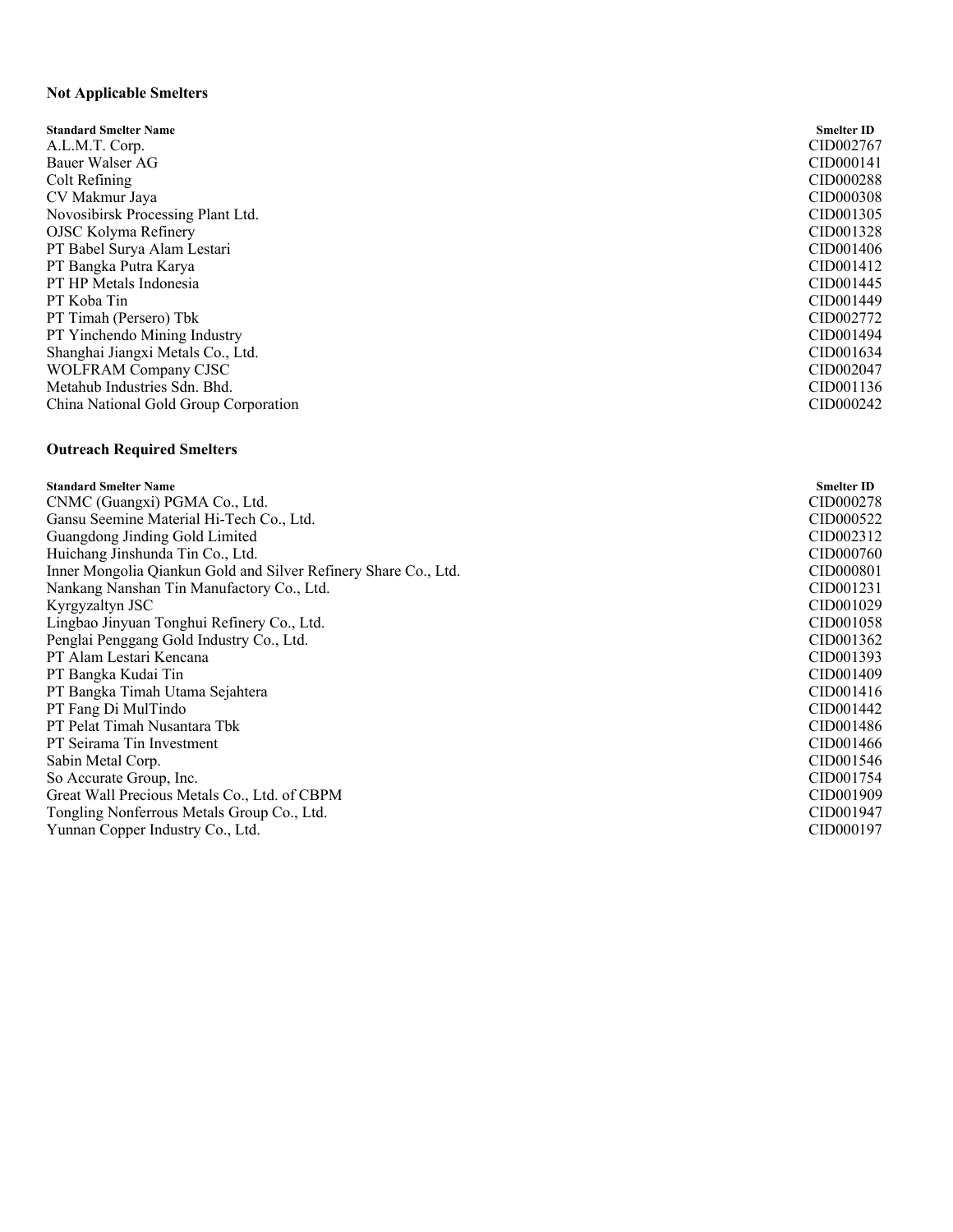**Not Applicable Smelters**

| Standard Smelter Name | Smelter ID |
|---|---|
| A.L.M.T. Corp. | CID002767 |
| Bauer Walser AG | CID000141 |
| Colt Refining | CID000288 |
| CV Makmur Jaya | CID000308 |
| Novosibirsk Processing Plant Ltd. | CID001305 |
| OJSC Kolyma Refinery | CID001328 |
| PT Babel Surya Alam Lestari | CID001406 |
| PT Bangka Putra Karya | CID001412 |
| PT HP Metals Indonesia | CID001445 |
| PT Koba Tin | CID001449 |
| PT Timah (Persero) Tbk | CID002772 |
| PT Yinchendo Mining Industry | CID001494 |
| Shanghai Jiangxi Metals Co., Ltd. | CID001634 |
| WOLFRAM Company CJSC | CID002047 |
| Metahub Industries Sdn. Bhd. | CID001136 |
| China National Gold Group Corporation | CID000242 |

**Outreach Required Smelters**

| Standard Smelter Name | Smelter ID |
|---|---|
| CNMC (Guangxi) PGMA Co., Ltd. | CID000278 |
| Gansu Seemine Material Hi-Tech Co., Ltd. | CID000522 |
| Guangdong Jinding Gold Limited | CID002312 |
| Huichang Jinshunda Tin Co., Ltd. | CID000760 |
| Inner Mongolia Qiankun Gold and Silver Refinery Share Co., Ltd. | CID000801 |
| Nankang Nanshan Tin Manufactory Co., Ltd. | CID001231 |
| Kyrgyzaltyn JSC | CID001029 |
| Lingbao Jinyuan Tonghui Refinery Co., Ltd. | CID001058 |
| Penglai Penggang Gold Industry Co., Ltd. | CID001362 |
| PT Alam Lestari Kencana | CID001393 |
| PT Bangka Kudai Tin | CID001409 |
| PT Bangka Timah Utama Sejahtera | CID001416 |
| PT Fang Di MulTindo | CID001442 |
| PT Pelat Timah Nusantara Tbk | CID001486 |
| PT Seirama Tin Investment | CID001466 |
| Sabin Metal Corp. | CID001546 |
| So Accurate Group, Inc. | CID001754 |
| Great Wall Precious Metals Co., Ltd. of CBPM | CID001909 |
| Tongling Nonferrous Metals Group Co., Ltd. | CID001947 |
| Yunnan Copper Industry Co., Ltd. | CID000197 |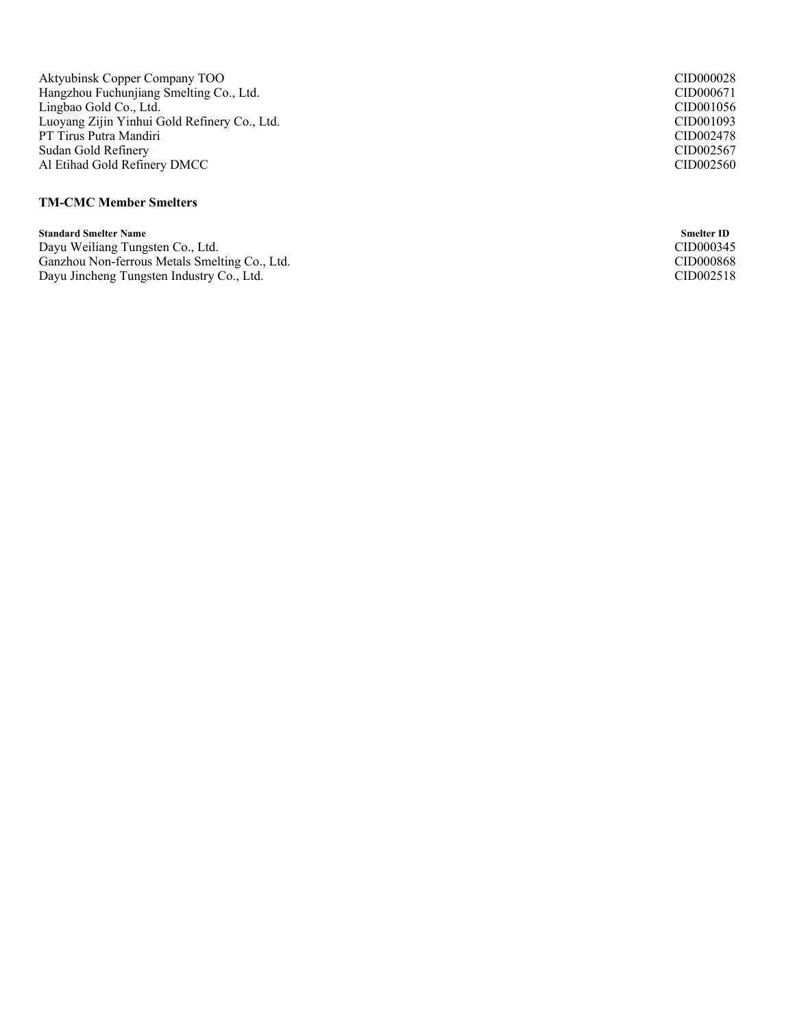| | |
|---|---|
| Aktyubinsk Copper Company TOO | CID000028 |
| Hangzhou Fuchunjiang Smelting Co., Ltd. | CID000671 |
| Lingbao Gold Co., Ltd. | CID001056 |
| Luoyang Zijin Yinhui Gold Refinery Co., Ltd. | CID001093 |
| PT Tirus Putra Mandiri | CID002478 |
| Sudan Gold Refinery | CID002567 |
| Al Etihad Gold Refinery DMCC | CID002560 |

**TM-CMC Member Smelters**

| Standard Smelter Name | Smelter ID |
|---|---|
| Dayu Weiliang Tungsten Co., Ltd. | CID000345 |
| Ganzhou Non-ferrous Metals Smelting Co., Ltd. | CID000868 |
| Dayu Jincheng Tungsten Industry Co., Ltd. | CID002518 |